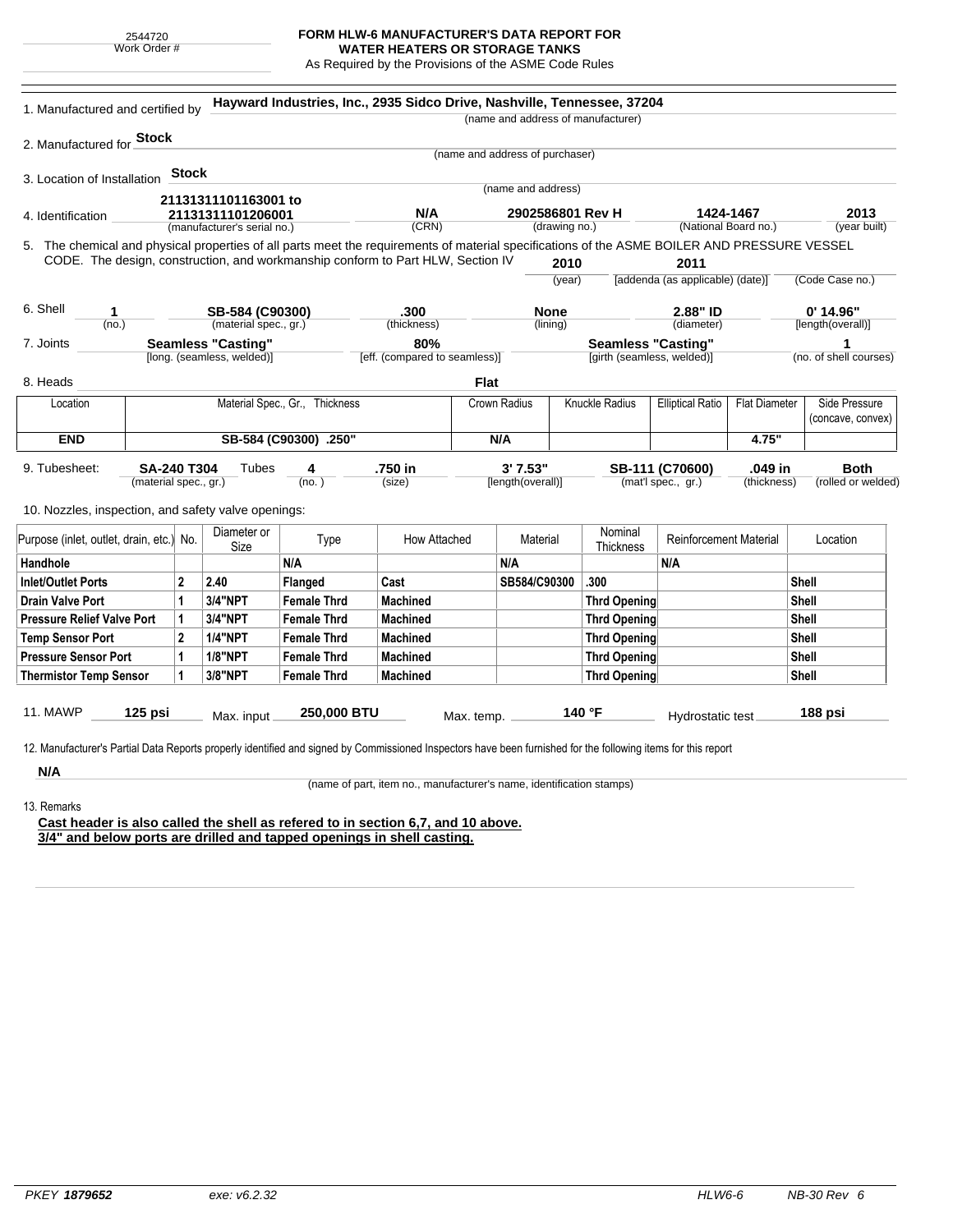2544720
Work Order #

# FORM HLW-6 MANUFACTURER'S DATA REPORT FOR WATER HEATERS OR STORAGE TANKS

As Required by the Provisions of the ASME Code Rules

1. Manufactured and certified by **Hayward Industries, Inc., 2935 Sidco Drive, Nashville, Tennessee, 37204**
(name and address of manufacturer)

2. Manufactured for **Stock**
(name and address of purchaser)

3. Location of Installation **Stock**
(name and address)

4. Identification **21131311101163001 to 21131311101206001** (manufacturer's serial no.) **N/A** (CRN) **2902586801 Rev H** (drawing no.) **1424-1467** (National Board no.) **2013** (year built)

5. The chemical and physical properties of all parts meet the requirements of material specifications of the ASME BOILER AND PRESSURE VESSEL CODE. The design, construction, and workmanship conform to Part HLW, Section IV **2010** (year) **2011** [addenda (as applicable) (date)] (Code Case no.)

6. Shell **1** (no.) **SB-584 (C90300)** (material spec., gr.) **.300** (thickness) **None** (lining) **2.88" ID** (diameter) **0' 14.96"** [length(overall)]

7. Joints **Seamless "Casting"** [long. (seamless, welded)] **80%** [eff. (compared to seamless)] **Seamless "Casting"** [girth (seamless, welded)] **1** (no. of shell courses)

8. Heads **Flat**

| Location | Material Spec., Gr., Thickness | Crown Radius | Knuckle Radius | Elliptical Ratio | Flat Diameter | Side Pressure (concave, convex) |
|---|---|---|---|---|---|---|
| **END** | **SB-584 (C90300) .250"** | **N/A** | | | **4.75"** | |

9. Tubesheet: **SA-240 T304** (material spec., gr.) Tubes **4** (no.) **.750 in** (size) **3' 7.53"** [length(overall)] **SB-111 (C70600)** (mat'l spec., gr.) **.049 in** (thickness) **Both** (rolled or welded)

10. Nozzles, inspection, and safety valve openings:

| Purpose (inlet, outlet, drain, etc.) | No. | Diameter or Size | Type | How Attached | Material | Nominal Thickness | Reinforcement Material | Location |
|---|---|---|---|---|---|---|---|---|
| **Handhole** | | | **N/A** | | **N/A** | | **N/A** | |
| **Inlet/Outlet Ports** | **2** | **2.40** | **Flanged** | **Cast** | **SB584/C90300** | **.300** | | **Shell** |
| **Drain Valve Port** | **1** | **3/4"NPT** | **Female Thrd** | **Machined** | | **Thrd Opening** | | **Shell** |
| **Pressure Relief Valve Port** | **1** | **3/4"NPT** | **Female Thrd** | **Machined** | | **Thrd Opening** | | **Shell** |
| **Temp Sensor Port** | **2** | **1/4"NPT** | **Female Thrd** | **Machined** | | **Thrd Opening** | | **Shell** |
| **Pressure Sensor Port** | **1** | **1/8"NPT** | **Female Thrd** | **Machined** | | **Thrd Opening** | | **Shell** |
| **Thermistor Temp Sensor** | **1** | **3/8"NPT** | **Female Thrd** | **Machined** | | **Thrd Opening** | | **Shell** |

11. MAWP **125 psi** Max. input **250,000 BTU** Max. temp. **140 °F** Hydrostatic test **188 psi**

12. Manufacturer's Partial Data Reports properly identified and signed by Commissioned Inspectors have been furnished for the following items for this report

**N/A**
(name of part, item no., manufacturer's name, identification stamps)

13. Remarks

**Cast header is also called the shell as refered to in section 6,7, and 10 above.**
**3/4" and below ports are drilled and tapped openings in shell casting.**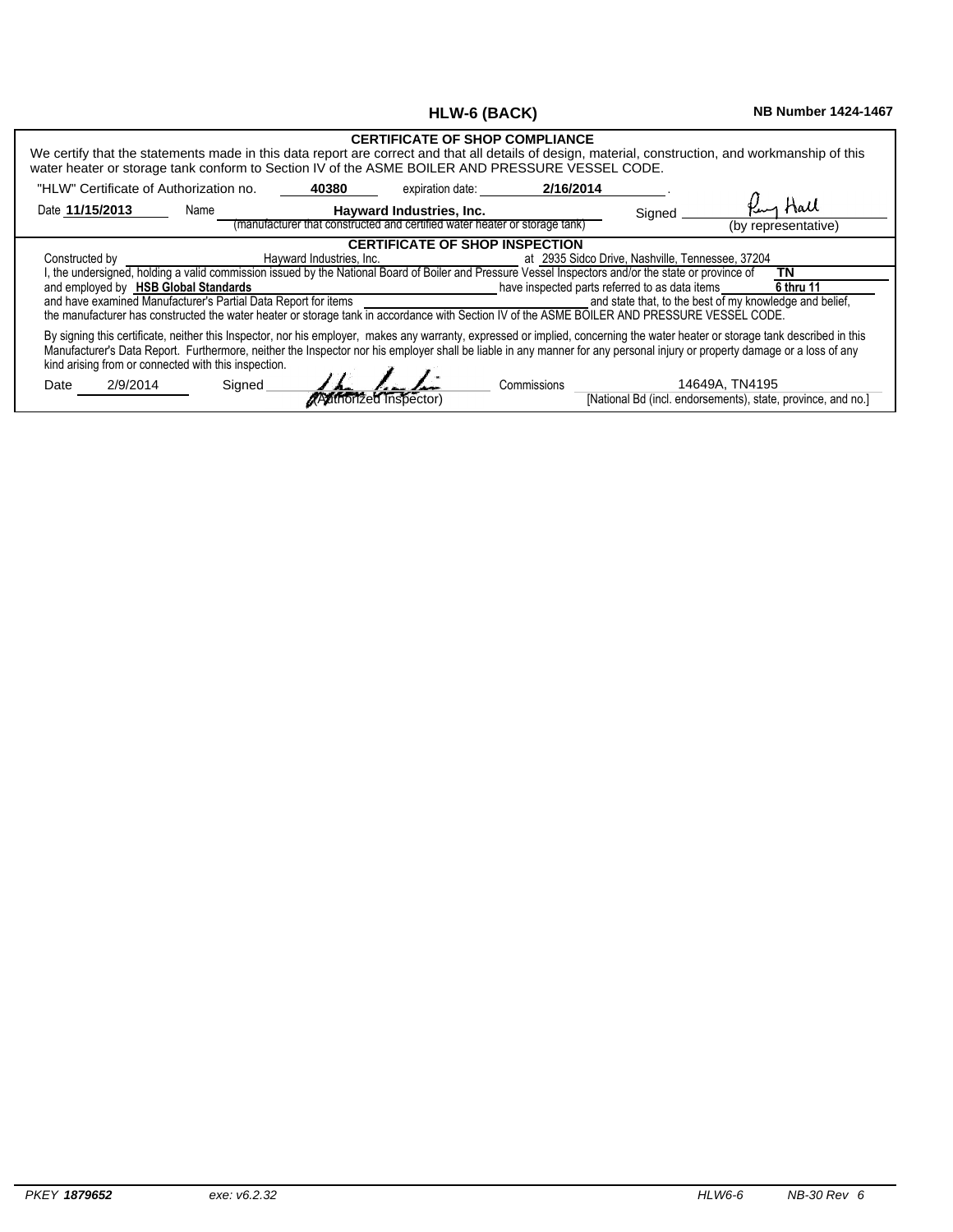# HLW-6 (BACK)

**NB Number 1424-1467**

## CERTIFICATE OF SHOP COMPLIANCE

We certify that the statements made in this data report are correct and that all details of design, material, construction, and workmanship of this water heater or storage tank conform to Section IV of the ASME BOILER AND PRESSURE VESSEL CODE.

"HLW" Certificate of Authorization no. **40380** expiration date: **2/16/2014** .

Date **11/15/2013** Name **Hayward Industries, Inc.** (manufacturer that constructed and certified water heater or storage tank) Signed Perry Hall (by representative)

## CERTIFICATE OF SHOP INSPECTION

Constructed by Hayward Industries, Inc. at 2935 Sidco Drive, Nashville, Tennessee, 37204

I, the undersigned, holding a valid commission issued by the National Board of Boiler and Pressure Vessel Inspectors and/or the state or province of **TN** and employed by **HSB Global Standards** have inspected parts referred to as data items **6 thru 11** and have examined Manufacturer's Partial Data Report for items \_\_\_\_\_\_\_\_ and state that, to the best of my knowledge and belief, the manufacturer has constructed the water heater or storage tank in accordance with Section IV of the ASME BOILER AND PRESSURE VESSEL CODE.

By signing this certificate, neither this Inspector, nor his employer, makes any warranty, expressed or implied, concerning the water heater or storage tank described in this Manufacturer's Data Report. Furthermore, neither the Inspector nor his employer shall be liable in any manner for any personal injury or property damage or a loss of any kind arising from or connected with this inspection.

Date 2/9/2014 Signed \_\_\_\_\_\_\_\_ (Authorized Inspector) Commissions 14649A, TN4195 [National Bd (incl. endorsements), state, province, and no.]

*PKEY* ***1879652*** *exe: v6.2.32* *HLW6-6* *NB-30 Rev 6*